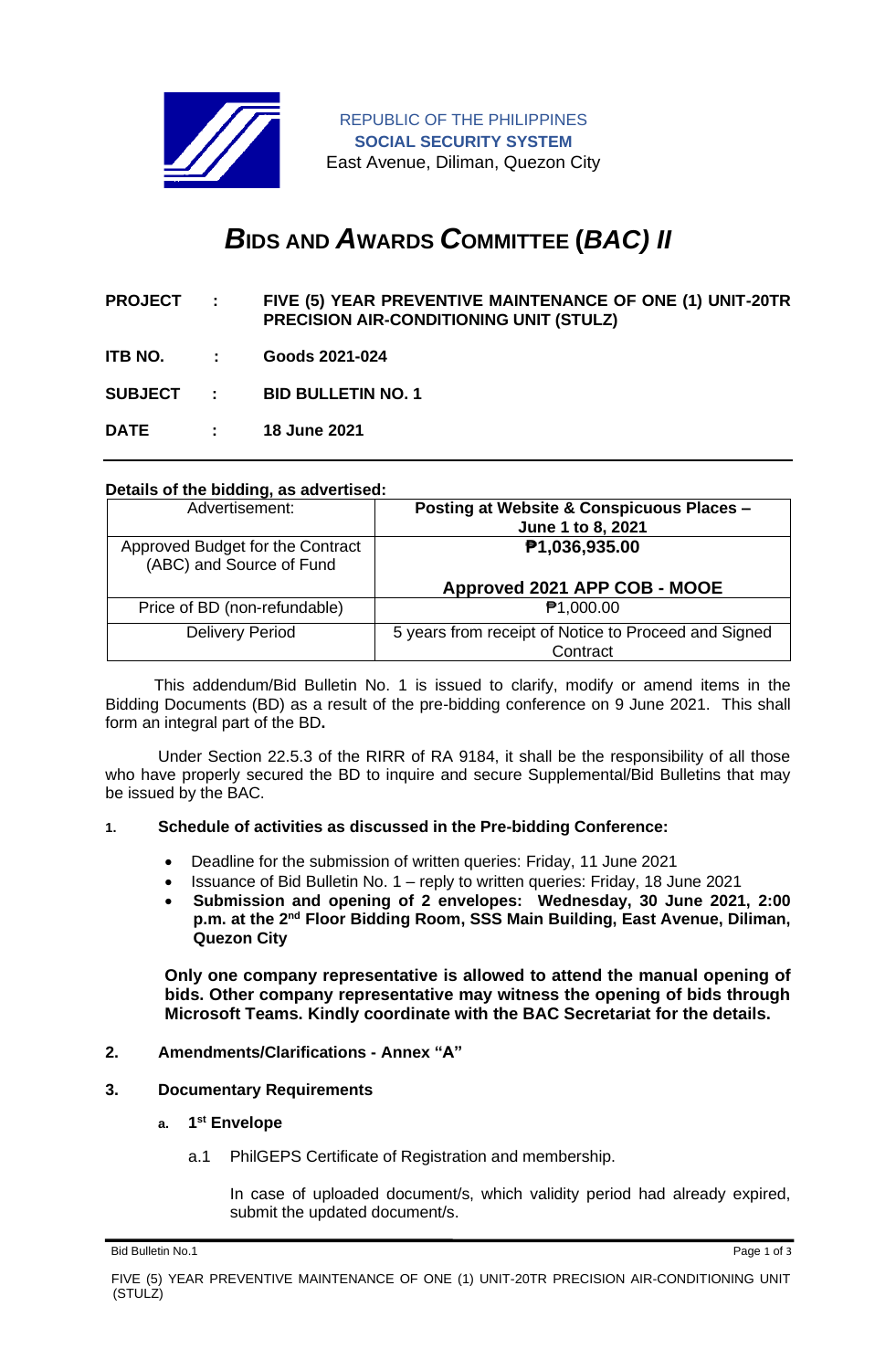REPUBLIC OF THE PHILIPPINES
**SOCIAL SECURITY SYSTEM**
East Avenue, Diliman, Quezon City

# ***B*IDS AND *A*WARDS *C*OMMITTEE (*BAC) II***

**PROJECT : FIVE (5) YEAR PREVENTIVE MAINTENANCE OF ONE (1) UNIT-20TR PRECISION AIR-CONDITIONING UNIT (STULZ)**

**ITB NO. : Goods 2021-024**

**SUBJECT : BID BULLETIN NO. 1**

**DATE : 18 June 2021**

---

**Details of the bidding, as advertised:**

| Advertisement: | **Posting at Website & Conspicuous Places – June 1 to 8, 2021** |
|---|---|
| Approved Budget for the Contract (ABC) and Source of Fund | **₱1,036,935.00**<br><br>**Approved 2021 APP COB - MOOE** |
| Price of BD (non-refundable) | ₱1,000.00 |
| Delivery Period | 5 years from receipt of Notice to Proceed and Signed Contract |

This addendum/Bid Bulletin No. 1 is issued to clarify, modify or amend items in the Bidding Documents (BD) as a result of the pre-bidding conference on 9 June 2021. This shall form an integral part of the BD**.**

Under Section 22.5.3 of the RIRR of RA 9184, it shall be the responsibility of all those who have properly secured the BD to inquire and secure Supplemental/Bid Bulletins that may be issued by the BAC.

**1. Schedule of activities as discussed in the Pre-bidding Conference:**

- Deadline for the submission of written queries: Friday, 11 June 2021
- Issuance of Bid Bulletin No. 1 – reply to written queries: Friday, 18 June 2021
- **Submission and opening of 2 envelopes: Wednesday, 30 June 2021, 2:00 p.m. at the 2nd Floor Bidding Room, SSS Main Building, East Avenue, Diliman, Quezon City**

**Only one company representative is allowed to attend the manual opening of bids. Other company representative may witness the opening of bids through Microsoft Teams. Kindly coordinate with the BAC Secretariat for the details.**

**2. Amendments/Clarifications - Annex "A"**

**3. Documentary Requirements**

**a. 1st Envelope**

a.1 PhilGEPS Certificate of Registration and membership.

In case of uploaded document/s, which validity period had already expired, submit the updated document/s.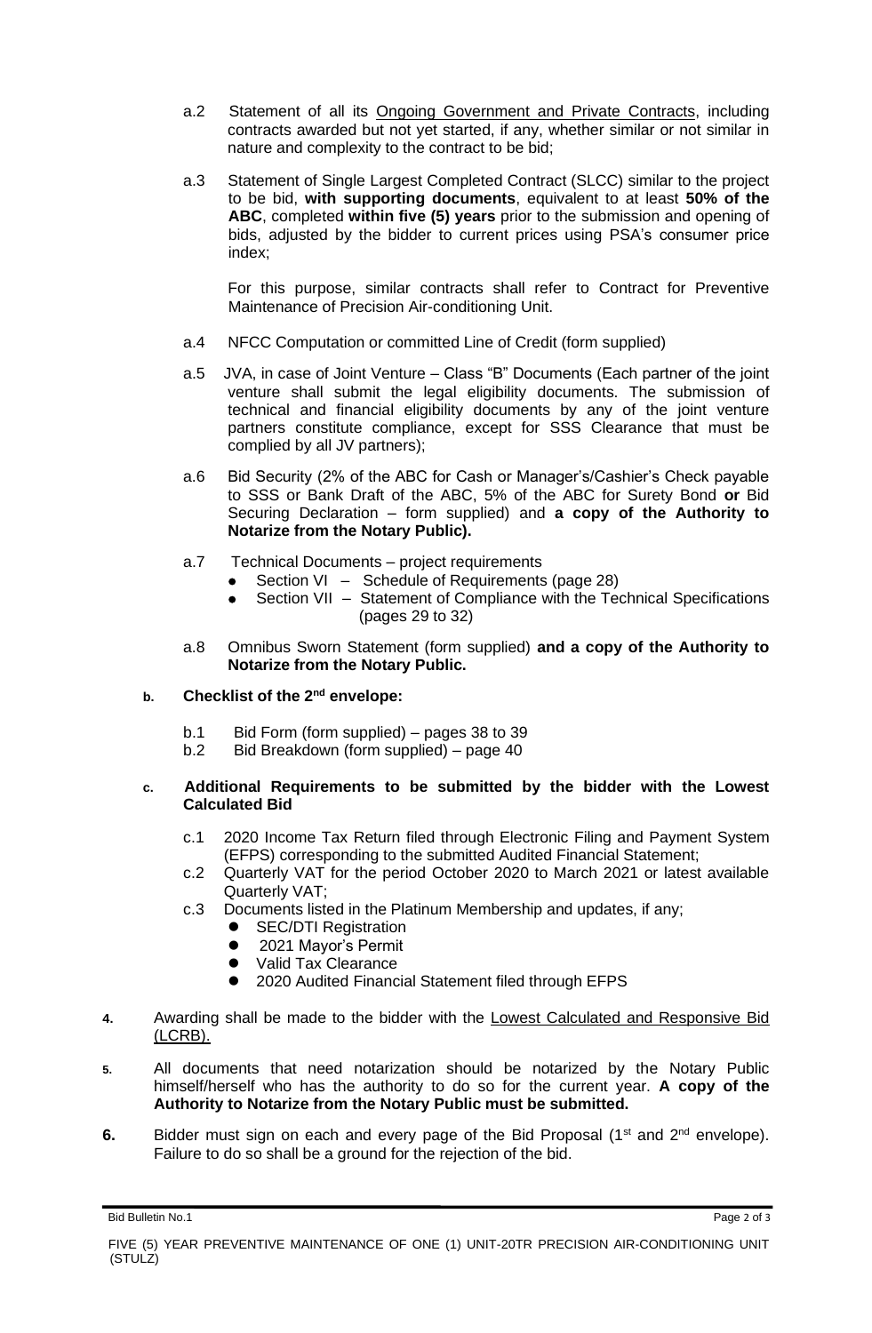a.2 Statement of all its Ongoing Government and Private Contracts, including contracts awarded but not yet started, if any, whether similar or not similar in nature and complexity to the contract to be bid;

a.3 Statement of Single Largest Completed Contract (SLCC) similar to the project to be bid, **with supporting documents**, equivalent to at least **50% of the ABC**, completed **within five (5) years** prior to the submission and opening of bids, adjusted by the bidder to current prices using PSA's consumer price index;

For this purpose, similar contracts shall refer to Contract for Preventive Maintenance of Precision Air-conditioning Unit.

a.4 NFCC Computation or committed Line of Credit (form supplied)

a.5 JVA, in case of Joint Venture – Class "B" Documents (Each partner of the joint venture shall submit the legal eligibility documents. The submission of technical and financial eligibility documents by any of the joint venture partners constitute compliance, except for SSS Clearance that must be complied by all JV partners);

a.6 Bid Security (2% of the ABC for Cash or Manager's/Cashier's Check payable to SSS or Bank Draft of the ABC, 5% of the ABC for Surety Bond **or** Bid Securing Declaration – form supplied) and **a copy of the Authority to Notarize from the Notary Public).**

a.7 Technical Documents – project requirements
- Section VI – Schedule of Requirements (page 28)
- Section VII – Statement of Compliance with the Technical Specifications (pages 29 to 32)

a.8 Omnibus Sworn Statement (form supplied) **and a copy of the Authority to Notarize from the Notary Public.**

**b. Checklist of the 2nd envelope:**

b.1 Bid Form (form supplied) – pages 38 to 39
b.2 Bid Breakdown (form supplied) – page 40

**c. Additional Requirements to be submitted by the bidder with the Lowest Calculated Bid**

c.1 2020 Income Tax Return filed through Electronic Filing and Payment System (EFPS) corresponding to the submitted Audited Financial Statement;
c.2 Quarterly VAT for the period October 2020 to March 2021 or latest available Quarterly VAT;
c.3 Documents listed in the Platinum Membership and updates, if any;
- SEC/DTI Registration
- 2021 Mayor's Permit
- Valid Tax Clearance
- 2020 Audited Financial Statement filed through EFPS

**4.** Awarding shall be made to the bidder with the Lowest Calculated and Responsive Bid (LCRB).

**5.** All documents that need notarization should be notarized by the Notary Public himself/herself who has the authority to do so for the current year. **A copy of the Authority to Notarize from the Notary Public must be submitted.**

**6.** Bidder must sign on each and every page of the Bid Proposal (1st and 2nd envelope). Failure to do so shall be a ground for the rejection of the bid.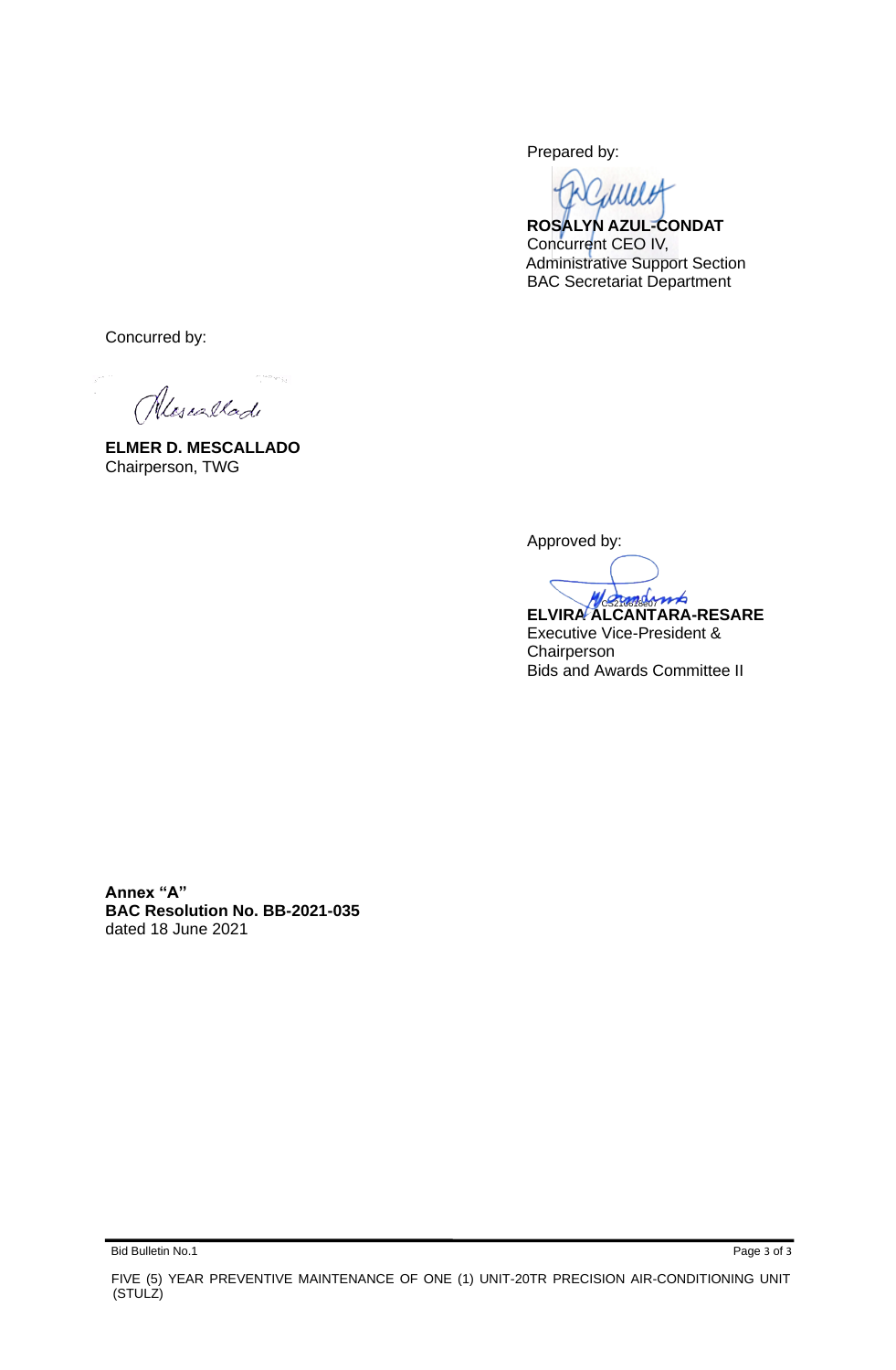Prepared by:

**ROSALYN AZUL-CONDAT**
Concurrent CEO IV,
Administrative Support Section
BAC Secretariat Department

Concurred by:

**ELMER D. MESCALLADO**
Chairperson, TWG

Approved by:

**ELVIRA ALCANTARA-RESARE**
Executive Vice-President &
Chairperson
Bids and Awards Committee II

**Annex "A"**
**BAC Resolution No. BB-2021-035**
dated 18 June 2021

Bid Bulletin No.1

FIVE (5) YEAR PREVENTIVE MAINTENANCE OF ONE (1) UNIT-20TR PRECISION AIR-CONDITIONING UNIT (STULZ)